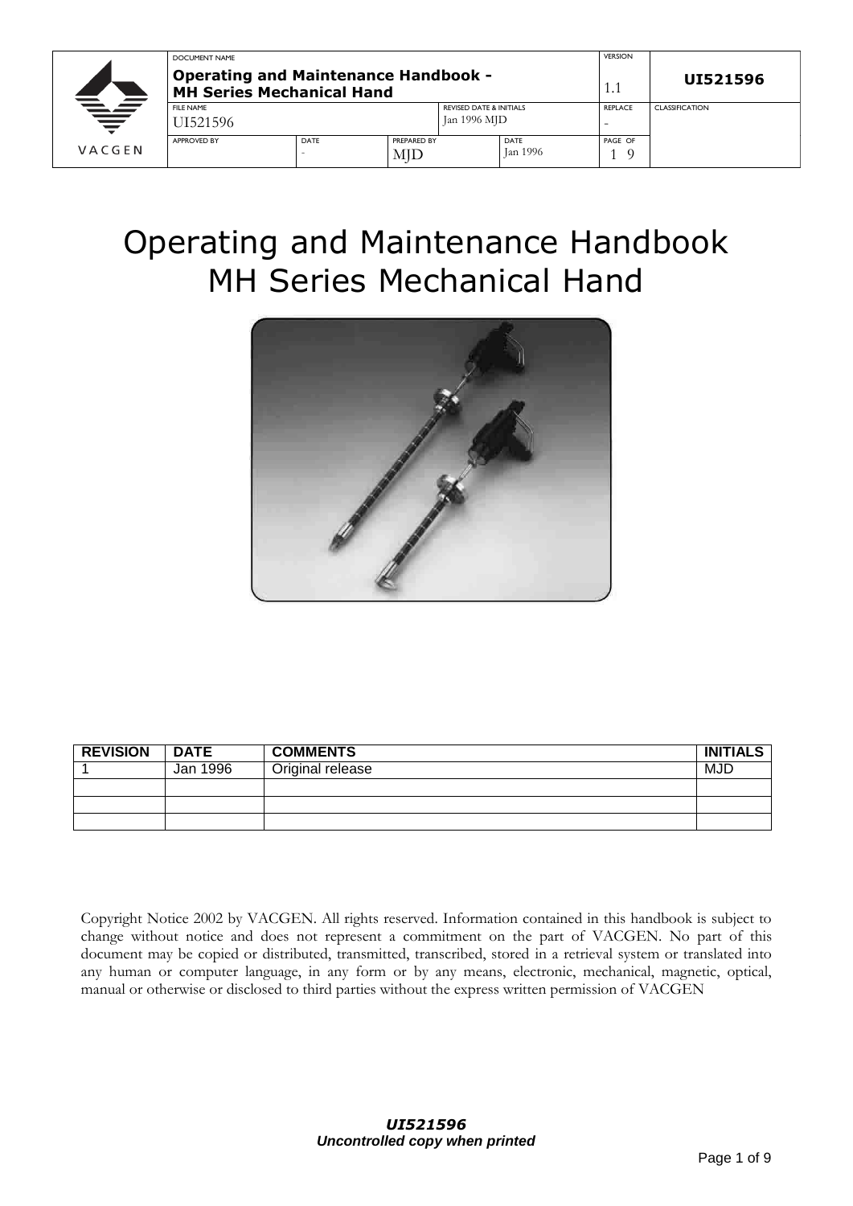# Operating and Maintenance Handbook
# MH Series Mechanical Hand

| REVISION | DATE | COMMENTS | INITIALS |
|---|---|---|---|
| 1 | Jan 1996 | Original release | MJD |
| | | | |
| | | | |
| | | | |

Copyright Notice 2002 by VACGEN. All rights reserved. Information contained in this handbook is subject to change without notice and does not represent a commitment on the part of VACGEN. No part of this document may be copied or distributed, transmitted, transcribed, stored in a retrieval system or translated into any human or computer language, in any form or by any means, electronic, mechanical, magnetic, optical, manual or otherwise or disclosed to third parties without the express written permission of VACGEN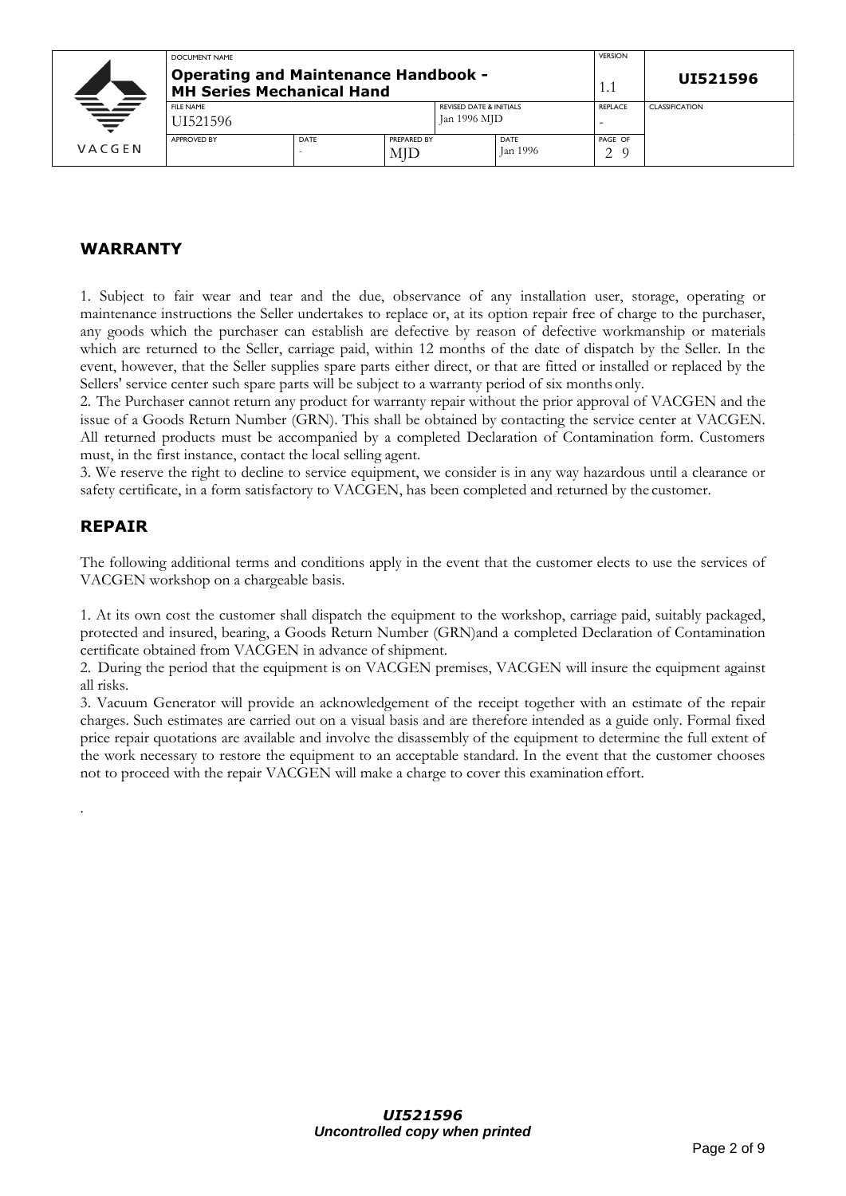## WARRANTY

1. Subject to fair wear and tear and the due, observance of any installation user, storage, operating or maintenance instructions the Seller undertakes to replace or, at its option repair free of charge to the purchaser, any goods which the purchaser can establish are defective by reason of defective workmanship or materials which are returned to the Seller, carriage paid, within 12 months of the date of dispatch by the Seller. In the event, however, that the Seller supplies spare parts either direct, or that are fitted or installed or replaced by the Sellers' service center such spare parts will be subject to a warranty period of six months only.
2. The Purchaser cannot return any product for warranty repair without the prior approval of VACGEN and the issue of a Goods Return Number (GRN). This shall be obtained by contacting the service center at VACGEN. All returned products must be accompanied by a completed Declaration of Contamination form. Customers must, in the first instance, contact the local selling agent.
3. We reserve the right to decline to service equipment, we consider is in any way hazardous until a clearance or safety certificate, in a form satisfactory to VACGEN, has been completed and returned by the customer.

## REPAIR

The following additional terms and conditions apply in the event that the customer elects to use the services of VACGEN workshop on a chargeable basis.

1. At its own cost the customer shall dispatch the equipment to the workshop, carriage paid, suitably packaged, protected and insured, bearing, a Goods Return Number (GRN)and a completed Declaration of Contamination certificate obtained from VACGEN in advance of shipment.
2. During the period that the equipment is on VACGEN premises, VACGEN will insure the equipment against all risks.
3. Vacuum Generator will provide an acknowledgement of the receipt together with an estimate of the repair charges. Such estimates are carried out on a visual basis and are therefore intended as a guide only. Formal fixed price repair quotations are available and involve the disassembly of the equipment to determine the full extent of the work necessary to restore the equipment to an acceptable standard. In the event that the customer chooses not to proceed with the repair VACGEN will make a charge to cover this examination effort.

.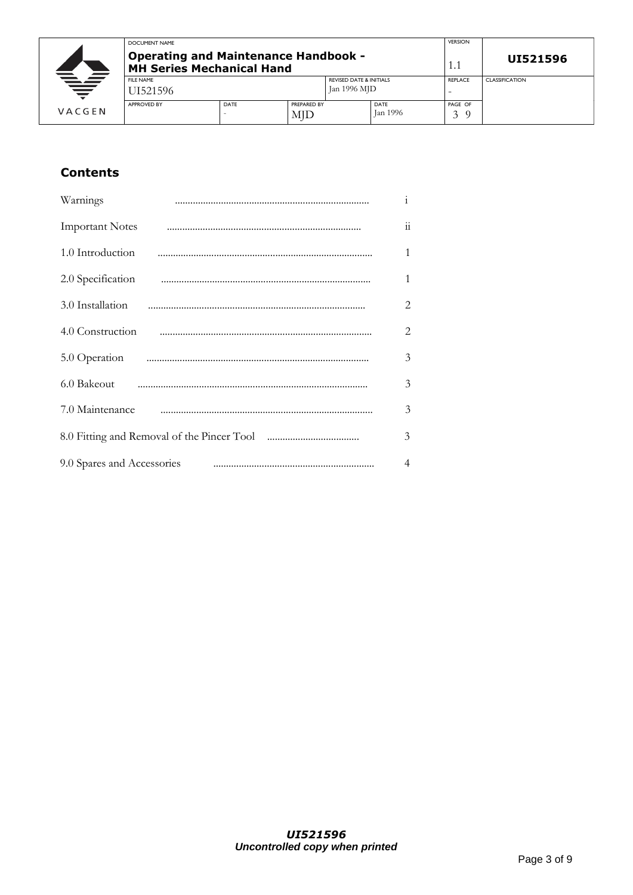## Contents

| | |
|---|---|
| Warnings | i |
| Important Notes | ii |
| 1.0 Introduction | 1 |
| 2.0 Specification | 1 |
| 3.0 Installation | 2 |
| 4.0 Construction | 2 |
| 5.0 Operation | 3 |
| 6.0 Bakeout | 3 |
| 7.0 Maintenance | 3 |
| 8.0 Fitting and Removal of the Pincer Tool | 3 |
| 9.0 Spares and Accessories | 4 |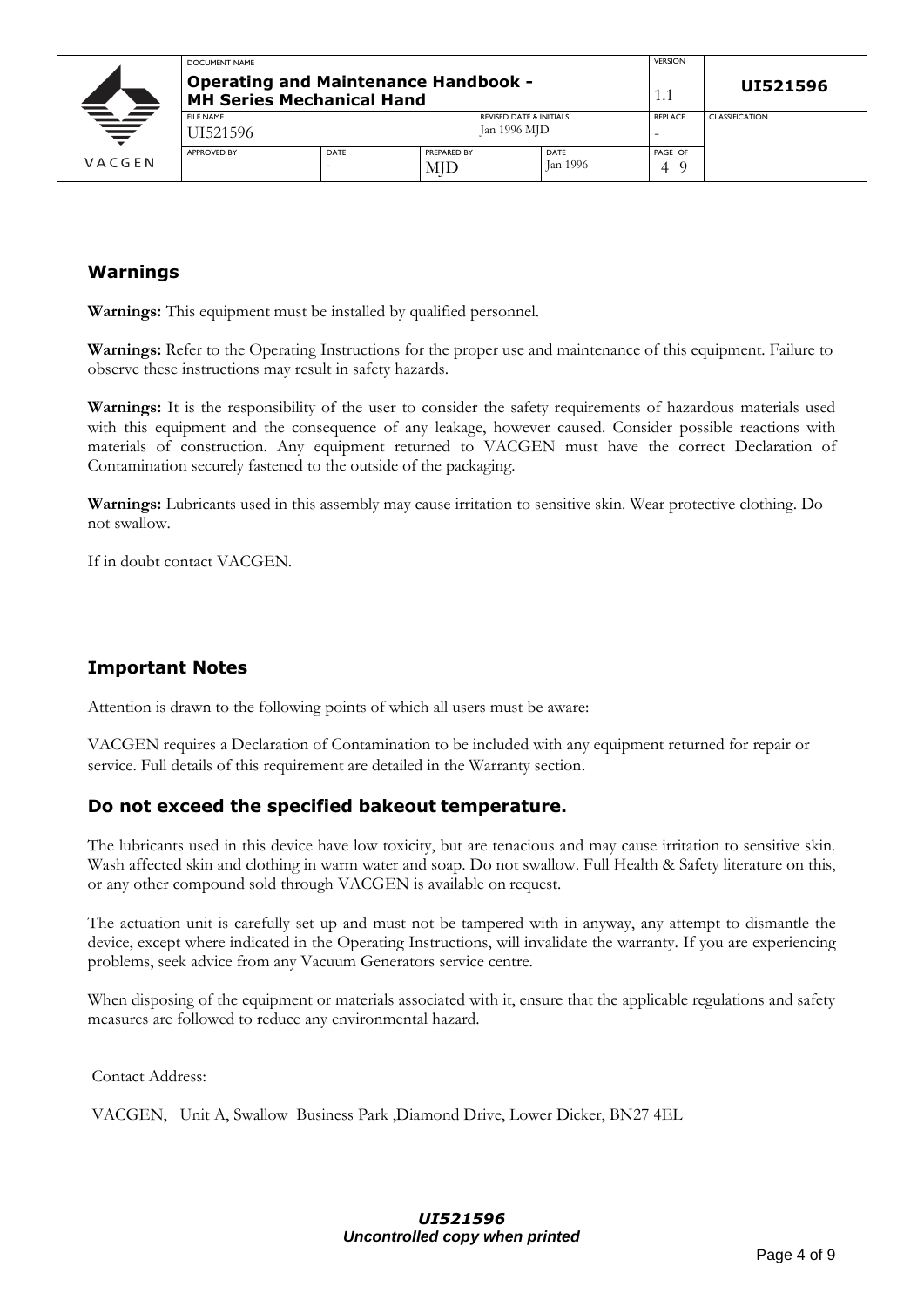## Warnings

**Warnings:** This equipment must be installed by qualified personnel.

**Warnings:** Refer to the Operating Instructions for the proper use and maintenance of this equipment. Failure to observe these instructions may result in safety hazards.

**Warnings:** It is the responsibility of the user to consider the safety requirements of hazardous materials used with this equipment and the consequence of any leakage, however caused. Consider possible reactions with materials of construction. Any equipment returned to VACGEN must have the correct Declaration of Contamination securely fastened to the outside of the packaging.

**Warnings:** Lubricants used in this assembly may cause irritation to sensitive skin. Wear protective clothing. Do not swallow.

If in doubt contact VACGEN.

## Important Notes

Attention is drawn to the following points of which all users must be aware:

VACGEN requires a Declaration of Contamination to be included with any equipment returned for repair or service. Full details of this requirement are detailed in the Warranty section.

### Do not exceed the specified bakeout temperature.

The lubricants used in this device have low toxicity, but are tenacious and may cause irritation to sensitive skin. Wash affected skin and clothing in warm water and soap. Do not swallow. Full Health & Safety literature on this, or any other compound sold through VACGEN is available on request.

The actuation unit is carefully set up and must not be tampered with in anyway, any attempt to dismantle the device, except where indicated in the Operating Instructions, will invalidate the warranty. If you are experiencing problems, seek advice from any Vacuum Generators service centre.

When disposing of the equipment or materials associated with it, ensure that the applicable regulations and safety measures are followed to reduce any environmental hazard.

Contact Address:

VACGEN, Unit A, Swallow Business Park ,Diamond Drive, Lower Dicker, BN27 4EL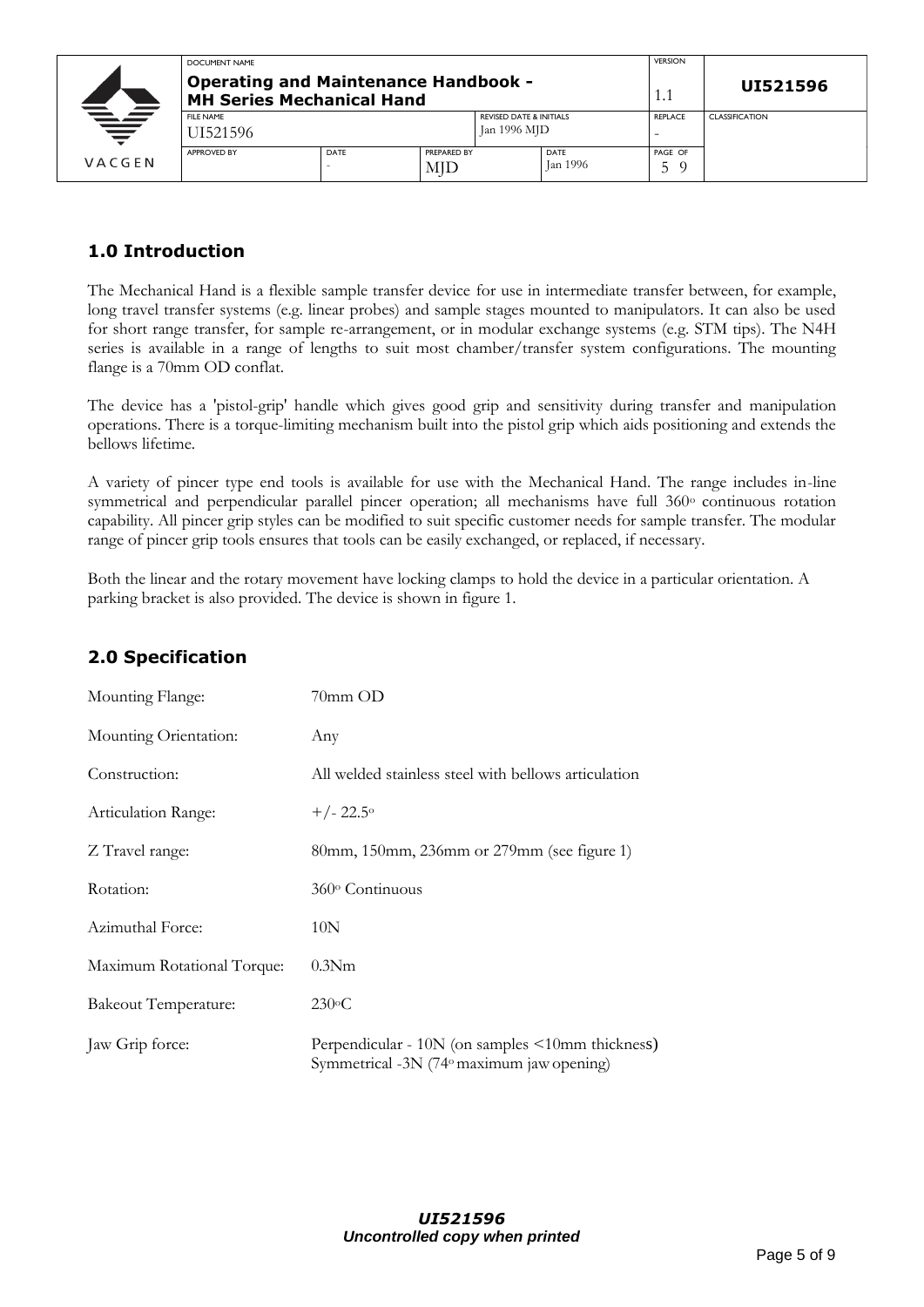## 1.0 Introduction

The Mechanical Hand is a flexible sample transfer device for use in intermediate transfer between, for example, long travel transfer systems (e.g. linear probes) and sample stages mounted to manipulators. It can also be used for short range transfer, for sample re-arrangement, or in modular exchange systems (e.g. STM tips). The N4H series is available in a range of lengths to suit most chamber/transfer system configurations. The mounting flange is a 70mm OD conflat.

The device has a 'pistol-grip' handle which gives good grip and sensitivity during transfer and manipulation operations. There is a torque-limiting mechanism built into the pistol grip which aids positioning and extends the bellows lifetime.

A variety of pincer type end tools is available for use with the Mechanical Hand. The range includes in-line symmetrical and perpendicular parallel pincer operation; all mechanisms have full 360° continuous rotation capability. All pincer grip styles can be modified to suit specific customer needs for sample transfer. The modular range of pincer grip tools ensures that tools can be easily exchanged, or replaced, if necessary.

Both the linear and the rotary movement have locking clamps to hold the device in a particular orientation. A parking bracket is also provided. The device is shown in figure 1.

## 2.0 Specification

| | |
|---|---|
| Mounting Flange: | 70mm OD |
| Mounting Orientation: | Any |
| Construction: | All welded stainless steel with bellows articulation |
| Articulation Range: | +/- 22.5° |
| Z Travel range: | 80mm, 150mm, 236mm or 279mm (see figure 1) |
| Rotation: | 360° Continuous |
| Azimuthal Force: | 10N |
| Maximum Rotational Torque: | 0.3Nm |
| Bakeout Temperature: | 230°C |
| Jaw Grip force: | Perpendicular - 10N (on samples <10mm thickness)<br>Symmetrical -3N (74° maximum jaw opening) |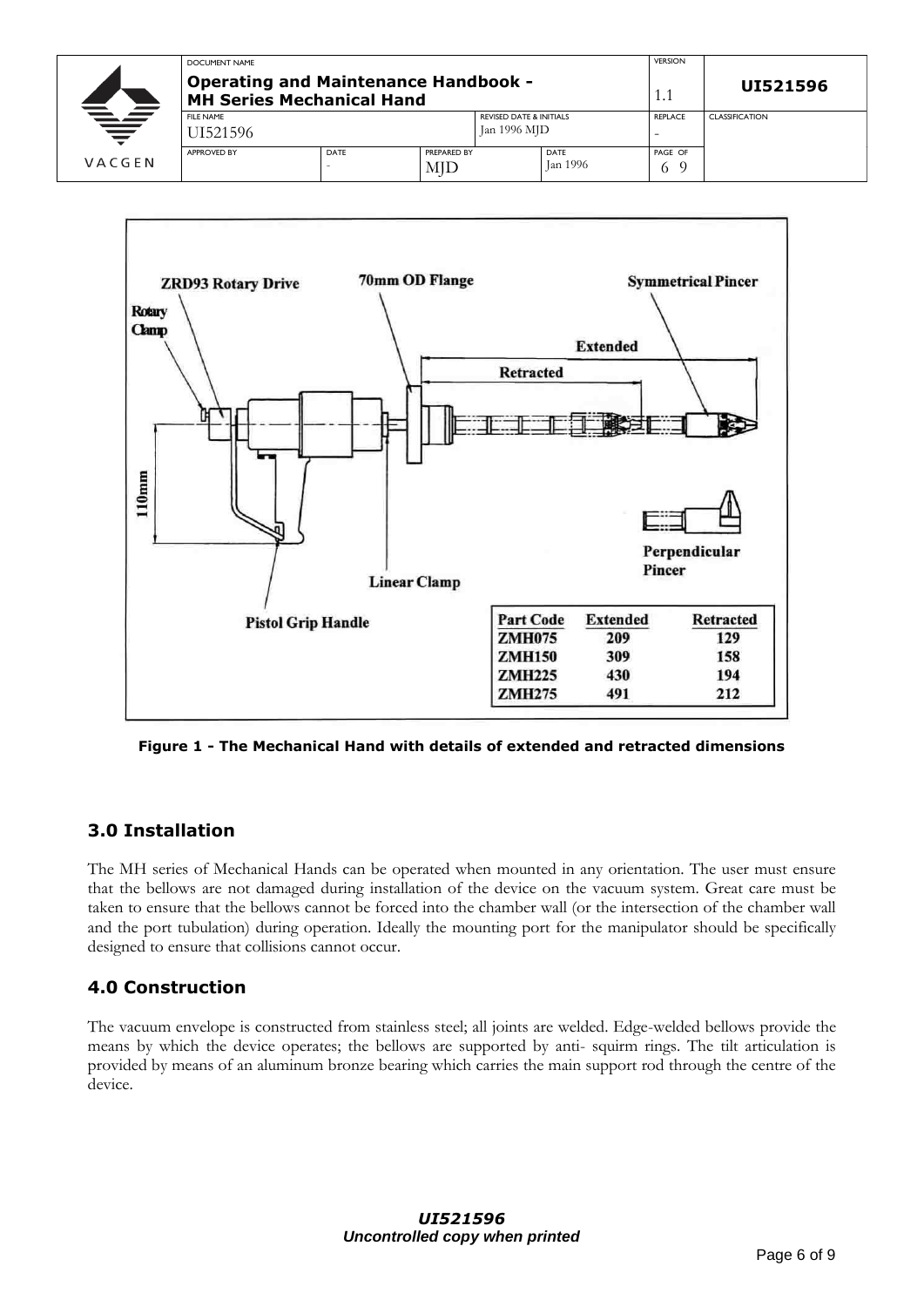| Part Code | Extended | Retracted |
| --- | --- | --- |
| ZMH075 | 209 | 129 |
| ZMH150 | 309 | 158 |
| ZMH225 | 430 | 194 |
| ZMH275 | 491 | 212 |

**Figure 1 - The Mechanical Hand with details of extended and retracted dimensions**

## 3.0 Installation

The MH series of Mechanical Hands can be operated when mounted in any orientation. The user must ensure that the bellows are not damaged during installation of the device on the vacuum system. Great care must be taken to ensure that the bellows cannot be forced into the chamber wall (or the intersection of the chamber wall and the port tubulation) during operation. Ideally the mounting port for the manipulator should be specifically designed to ensure that collisions cannot occur.

## 4.0 Construction

The vacuum envelope is constructed from stainless steel; all joints are welded. Edge-welded bellows provide the means by which the device operates; the bellows are supported by anti- squirm rings. The tilt articulation is provided by means of an aluminum bronze bearing which carries the main support rod through the centre of the device.

***UI521596***
***Uncontrolled copy when printed***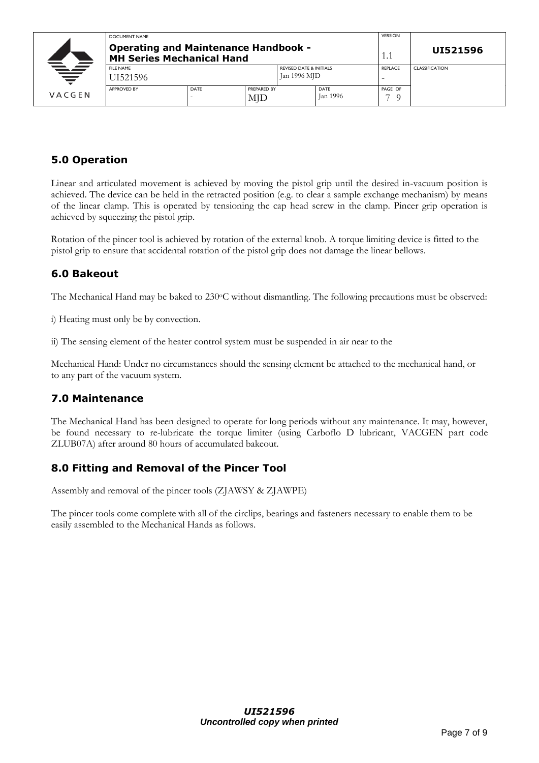## 5.0 Operation

Linear and articulated movement is achieved by moving the pistol grip until the desired in-vacuum position is achieved. The device can be held in the retracted position (e.g. to clear a sample exchange mechanism) by means of the linear clamp. This is operated by tensioning the cap head screw in the clamp. Pincer grip operation is achieved by squeezing the pistol grip.

Rotation of the pincer tool is achieved by rotation of the external knob. A torque limiting device is fitted to the pistol grip to ensure that accidental rotation of the pistol grip does not damage the linear bellows.

## 6.0 Bakeout

The Mechanical Hand may be baked to 230$^{o}$C without dismantling. The following precautions must be observed:

i) Heating must only be by convection.

ii) The sensing element of the heater control system must be suspended in air near to the

Mechanical Hand: Under no circumstances should the sensing element be attached to the mechanical hand, or to any part of the vacuum system.

## 7.0 Maintenance

The Mechanical Hand has been designed to operate for long periods without any maintenance. It may, however, be found necessary to re-lubricate the torque limiter (using Carboflo D lubricant, VACGEN part code ZLUB07A) after around 80 hours of accumulated bakeout.

## 8.0 Fitting and Removal of the Pincer Tool

Assembly and removal of the pincer tools (ZJAWSY & ZJAWPE)

The pincer tools come complete with all of the circlips, bearings and fasteners necessary to enable them to be easily assembled to the Mechanical Hands as follows.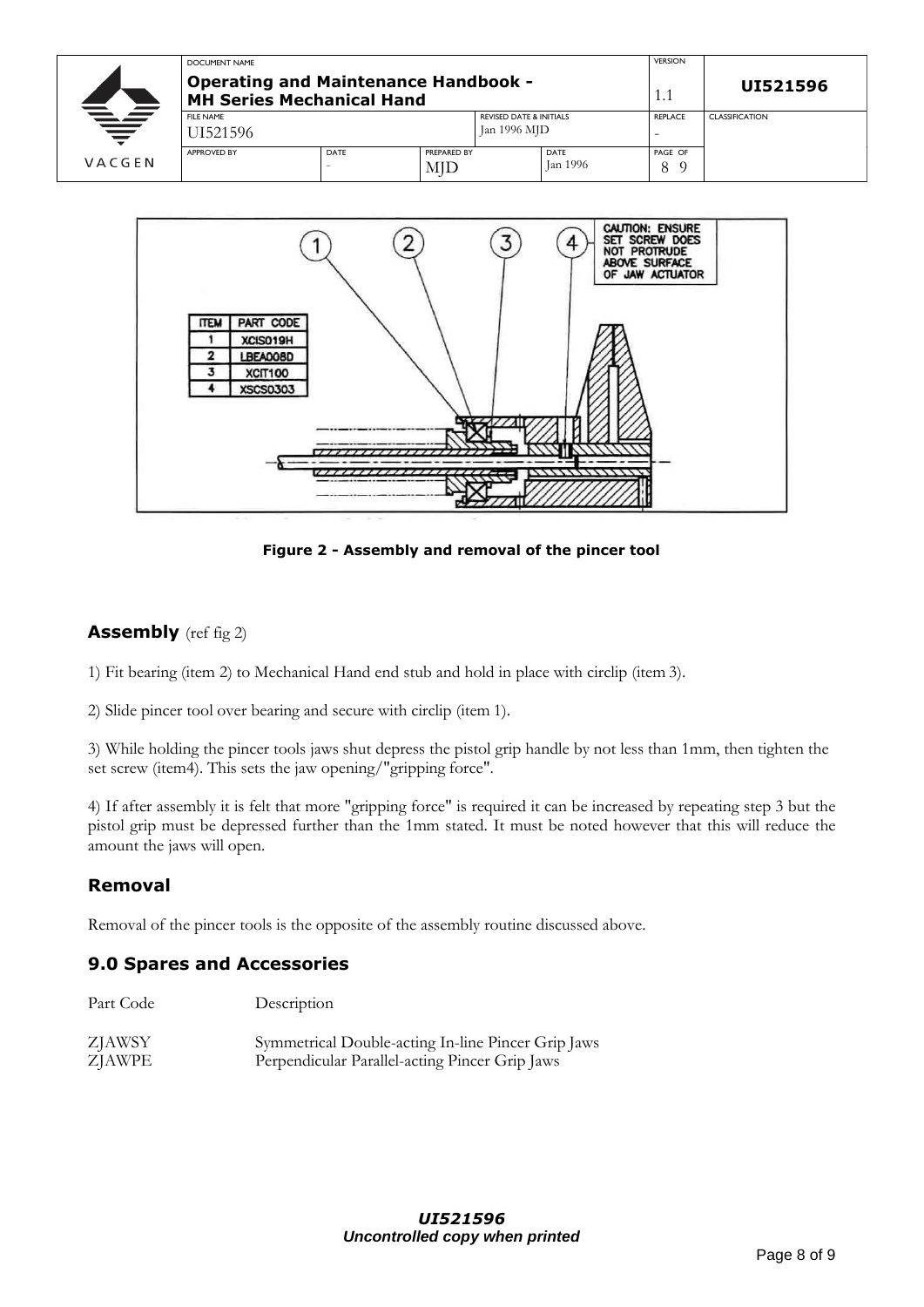| ITEM | PART CODE |
|---|---|
| 1 | XCIS019H |
| 2 | LBEA008D |
| 3 | XCIT100 |
| 4 | XSCS0303 |

CAUTION: ENSURE SET SCREW DOES NOT PROTRUDE ABOVE SURFACE OF JAW ACTUATOR

**Figure 2 - Assembly and removal of the pincer tool**

## Assembly (ref fig 2)

1) Fit bearing (item 2) to Mechanical Hand end stub and hold in place with circlip (item 3).

2) Slide pincer tool over bearing and secure with circlip (item 1).

3) While holding the pincer tools jaws shut depress the pistol grip handle by not less than 1mm, then tighten the set screw (item4). This sets the jaw opening/"gripping force".

4) If after assembly it is felt that more "gripping force" is required it can be increased by repeating step 3 but the pistol grip must be depressed further than the 1mm stated. It must be noted however that this will reduce the amount the jaws will open.

## Removal

Removal of the pincer tools is the opposite of the assembly routine discussed above.

## 9.0 Spares and Accessories

| Part Code | Description |
|---|---|
| ZJAWSY | Symmetrical Double-acting In-line Pincer Grip Jaws |
| ZJAWPE | Perpendicular Parallel-acting Pincer Grip Jaws |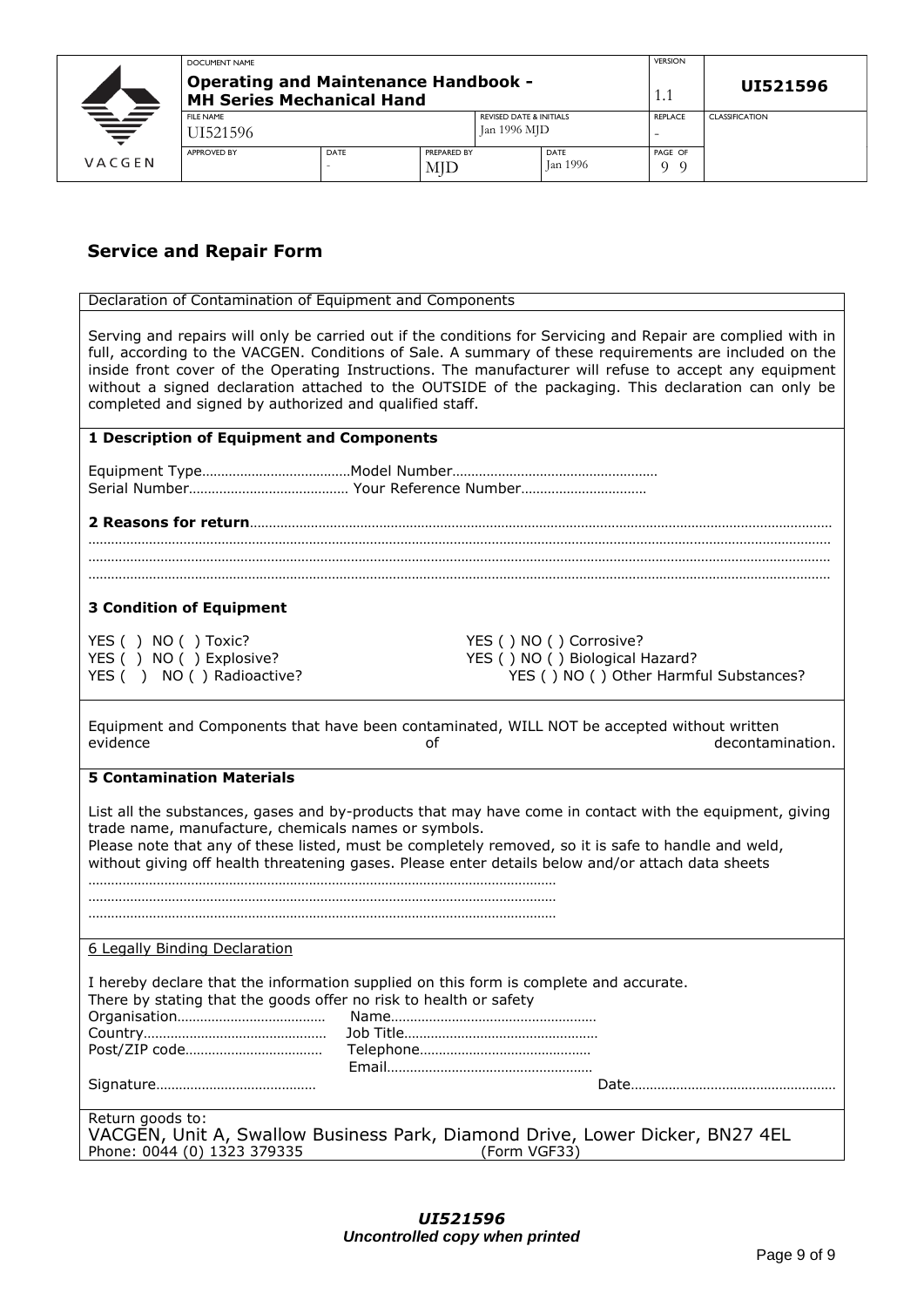## Service and Repair Form

Declaration of Contamination of Equipment and Components

Serving and repairs will only be carried out if the conditions for Servicing and Repair are complied with in full, according to the VACGEN. Conditions of Sale. A summary of these requirements are included on the inside front cover of the Operating Instructions. The manufacturer will refuse to accept any equipment without a signed declaration attached to the OUTSIDE of the packaging. This declaration can only be completed and signed by authorized and qualified staff.

**1 Description of Equipment and Components**

Equipment Type………………………………… Model Number………………………………………………
Serial Number…………………………………… Your Reference Number……………………………

**2 Reasons for return**……………………………………………………………………………………………………………………………
…………………………………………………………………………………………………………………………………………………………
…………………………………………………………………………………………………………………………………………………………
…………………………………………………………………………………………………………………………………………………………

**3 Condition of Equipment**

YES ( ) NO ( ) Toxic?
YES ( ) NO ( ) Explosive?
YES ( ) NO ( ) Radioactive?
YES ( ) NO ( ) Corrosive?
YES ( ) NO ( ) Biological Hazard?
YES ( ) NO ( ) Other Harmful Substances?

Equipment and Components that have been contaminated, WILL NOT be accepted without written evidence of decontamination.

**5 Contamination Materials**

List all the substances, gases and by-products that may have come in contact with the equipment, giving trade name, manufacture, chemicals names or symbols.
Please note that any of these listed, must be completely removed, so it is safe to handle and weld, without giving off health threatening gases. Please enter details below and/or attach data sheets
…………………………………………………………………………………………………………
…………………………………………………………………………………………………………
…………………………………………………………………………………………………………

6 Legally Binding Declaration

I hereby declare that the information supplied on this form is complete and accurate.
There by stating that the goods offer no risk to health or safety
Organisation………………………………… Name………………………………………………
Country………………………………………… Job Title……………………………………………
Post/ZIP code……………………………… Telephone………………………………………
Email………………………………………………
Signature…………………………………… Date………………………………………………

Return goods to:
VACGEN, Unit A, Swallow Business Park, Diamond Drive, Lower Dicker, BN27 4EL
Phone: 0044 (0) 1323 379335 (Form VGF33)